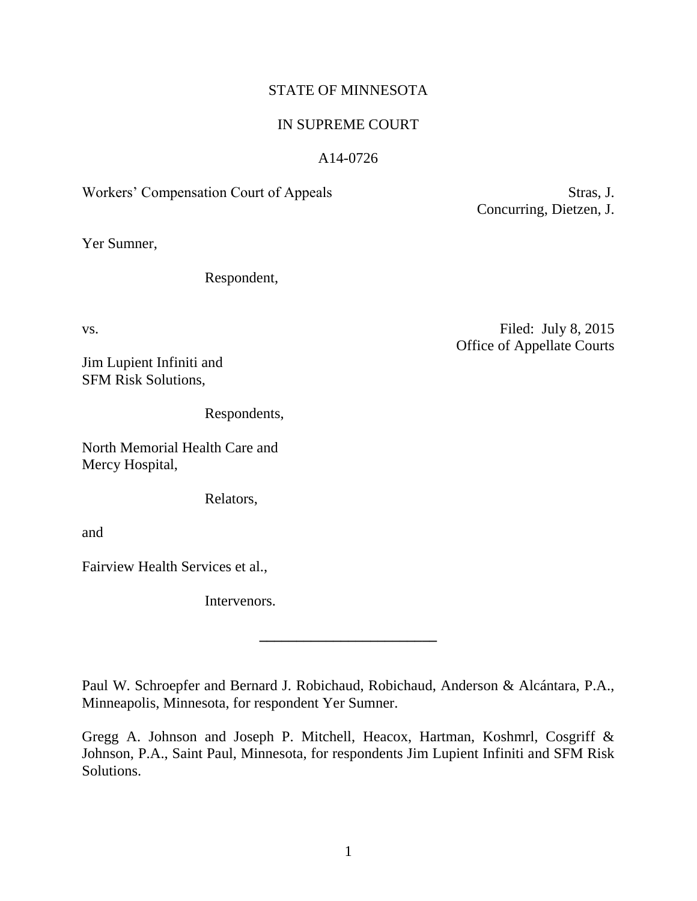STATE OF MINNESOTA

IN SUPREME COURT

A14-0726

Workers' Compensation Court of Appeals

Stras, J.
Concurring, Dietzen, J.

Yer Sumner,

Respondent,

vs.

Filed: July 8, 2015
Office of Appellate Courts

Jim Lupient Infiniti and
SFM Risk Solutions,

Respondents,

North Memorial Health Care and
Mercy Hospital,

Relators,

and

Fairview Health Services et al.,

Intervenors.

---

Paul W. Schroepfer and Bernard J. Robichaud, Robichaud, Anderson & Alcántara, P.A., Minneapolis, Minnesota, for respondent Yer Sumner.

Gregg A. Johnson and Joseph P. Mitchell, Heacox, Hartman, Koshmrl, Cosgriff & Johnson, P.A., Saint Paul, Minnesota, for respondents Jim Lupient Infiniti and SFM Risk Solutions.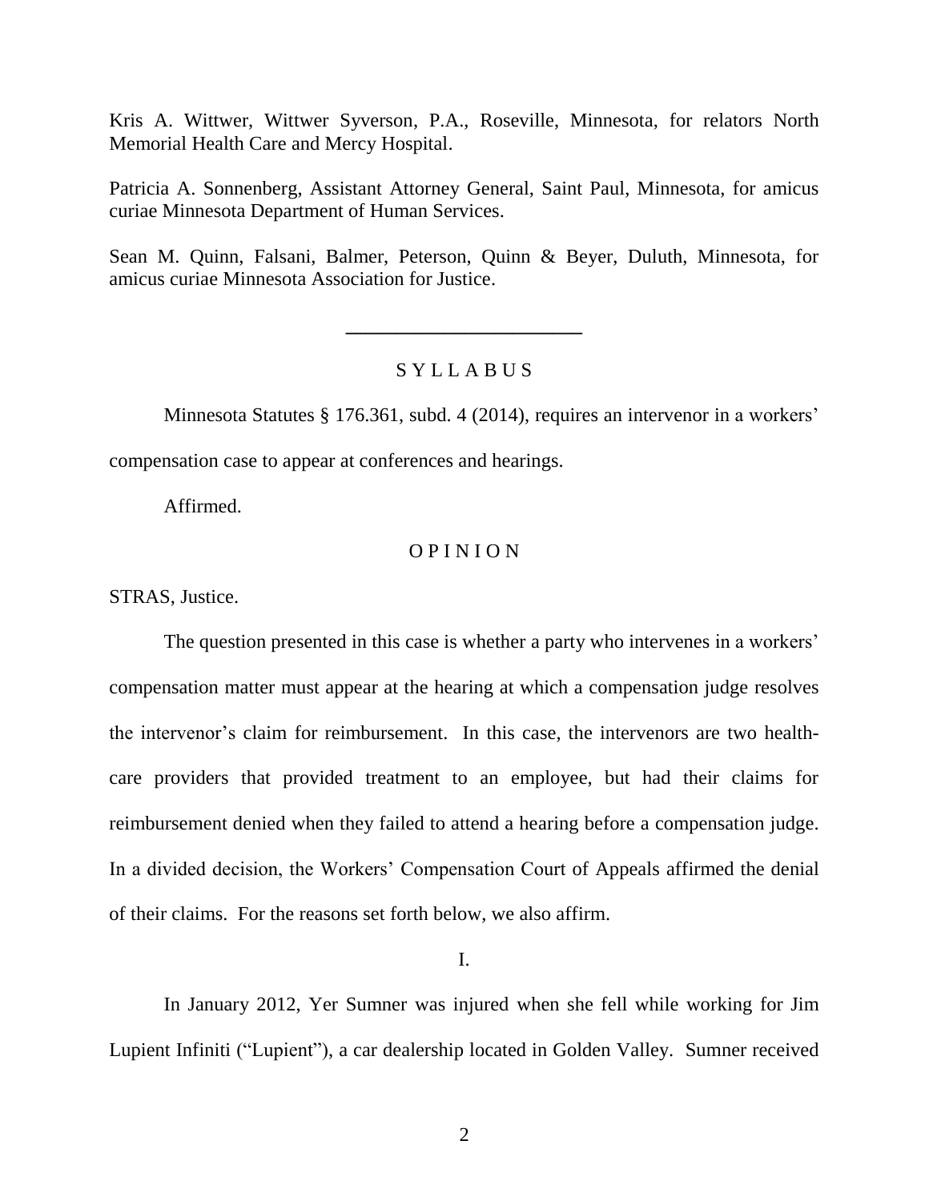Kris A. Wittwer, Wittwer Syverson, P.A., Roseville, Minnesota, for relators North Memorial Health Care and Mercy Hospital.

Patricia A. Sonnenberg, Assistant Attorney General, Saint Paul, Minnesota, for amicus curiae Minnesota Department of Human Services.

Sean M. Quinn, Falsani, Balmer, Peterson, Quinn & Beyer, Duluth, Minnesota, for amicus curiae Minnesota Association for Justice.

---

## S Y L L A B U S

Minnesota Statutes § 176.361, subd. 4 (2014), requires an intervenor in a workers' compensation case to appear at conferences and hearings.

Affirmed.

## O P I N I O N

STRAS, Justice.

The question presented in this case is whether a party who intervenes in a workers' compensation matter must appear at the hearing at which a compensation judge resolves the intervenor's claim for reimbursement. In this case, the intervenors are two health-care providers that provided treatment to an employee, but had their claims for reimbursement denied when they failed to attend a hearing before a compensation judge. In a divided decision, the Workers' Compensation Court of Appeals affirmed the denial of their claims. For the reasons set forth below, we also affirm.

### I.

In January 2012, Yer Sumner was injured when she fell while working for Jim Lupient Infiniti ("Lupient"), a car dealership located in Golden Valley. Sumner received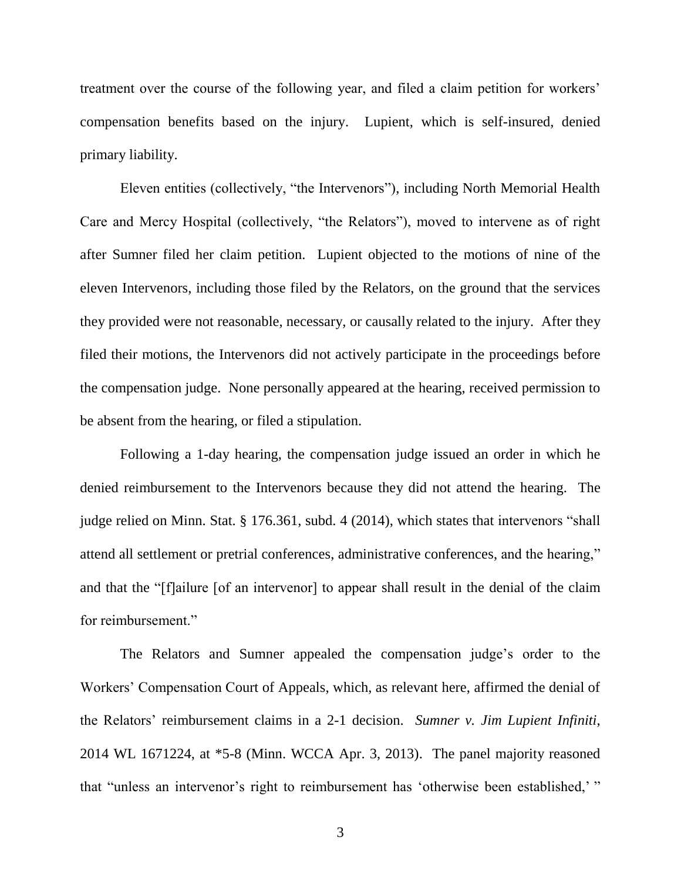treatment over the course of the following year, and filed a claim petition for workers' compensation benefits based on the injury. Lupient, which is self-insured, denied primary liability.

Eleven entities (collectively, "the Intervenors"), including North Memorial Health Care and Mercy Hospital (collectively, "the Relators"), moved to intervene as of right after Sumner filed her claim petition. Lupient objected to the motions of nine of the eleven Intervenors, including those filed by the Relators, on the ground that the services they provided were not reasonable, necessary, or causally related to the injury. After they filed their motions, the Intervenors did not actively participate in the proceedings before the compensation judge. None personally appeared at the hearing, received permission to be absent from the hearing, or filed a stipulation.

Following a 1-day hearing, the compensation judge issued an order in which he denied reimbursement to the Intervenors because they did not attend the hearing. The judge relied on Minn. Stat. § 176.361, subd. 4 (2014), which states that intervenors "shall attend all settlement or pretrial conferences, administrative conferences, and the hearing," and that the "[f]ailure [of an intervenor] to appear shall result in the denial of the claim for reimbursement."

The Relators and Sumner appealed the compensation judge's order to the Workers' Compensation Court of Appeals, which, as relevant here, affirmed the denial of the Relators' reimbursement claims in a 2-1 decision. *Sumner v. Jim Lupient Infiniti*, 2014 WL 1671224, at *5-8 (Minn. WCCA Apr. 3, 2013). The panel majority reasoned that "unless an intervenor's right to reimbursement has 'otherwise been established,' "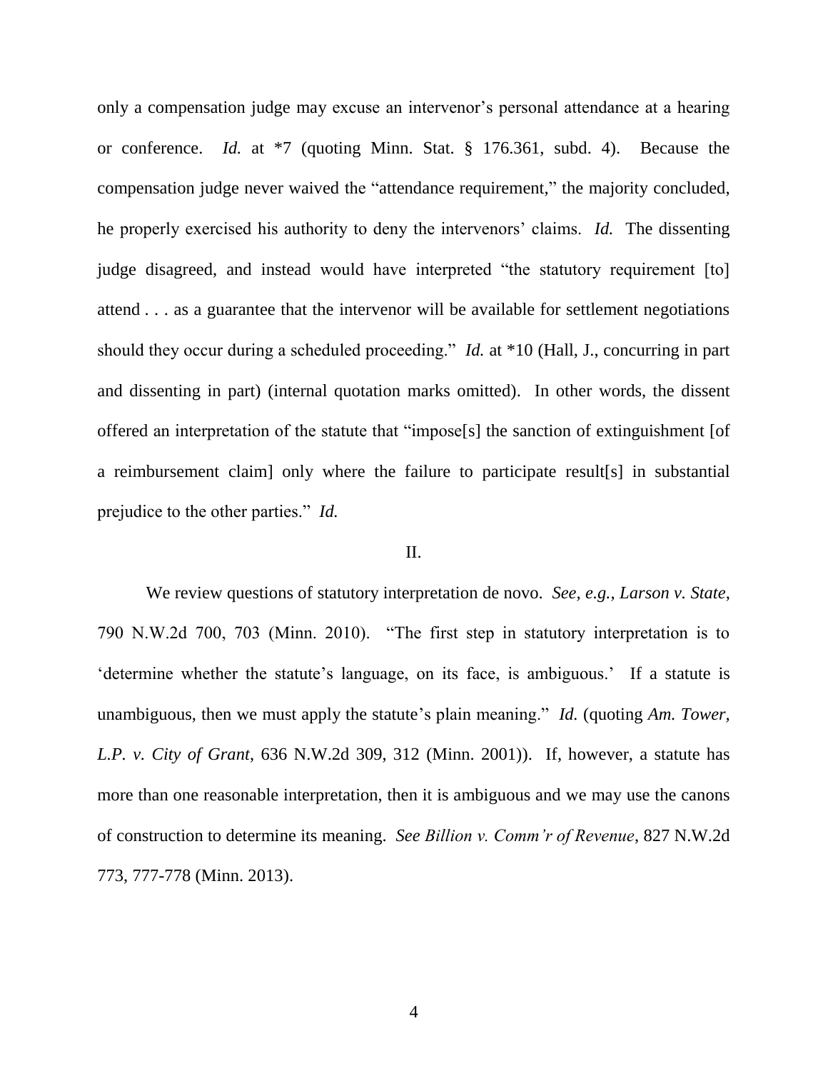only a compensation judge may excuse an intervenor's personal attendance at a hearing or conference. *Id.* at *7 (quoting Minn. Stat. § 176.361, subd. 4). Because the compensation judge never waived the "attendance requirement," the majority concluded, he properly exercised his authority to deny the intervenors' claims. *Id.* The dissenting judge disagreed, and instead would have interpreted "the statutory requirement [to] attend . . . as a guarantee that the intervenor will be available for settlement negotiations should they occur during a scheduled proceeding." *Id.* at *10 (Hall, J., concurring in part and dissenting in part) (internal quotation marks omitted). In other words, the dissent offered an interpretation of the statute that "impose[s] the sanction of extinguishment [of a reimbursement claim] only where the failure to participate result[s] in substantial prejudice to the other parties." *Id.*

## II.

We review questions of statutory interpretation de novo. *See, e.g.*, *Larson v. State*, 790 N.W.2d 700, 703 (Minn. 2010). "The first step in statutory interpretation is to 'determine whether the statute's language, on its face, is ambiguous.' If a statute is unambiguous, then we must apply the statute's plain meaning." *Id.* (quoting *Am. Tower, L.P. v. City of Grant*, 636 N.W.2d 309, 312 (Minn. 2001)). If, however, a statute has more than one reasonable interpretation, then it is ambiguous and we may use the canons of construction to determine its meaning. *See Billion v. Comm'r of Revenue*, 827 N.W.2d 773, 777-778 (Minn. 2013).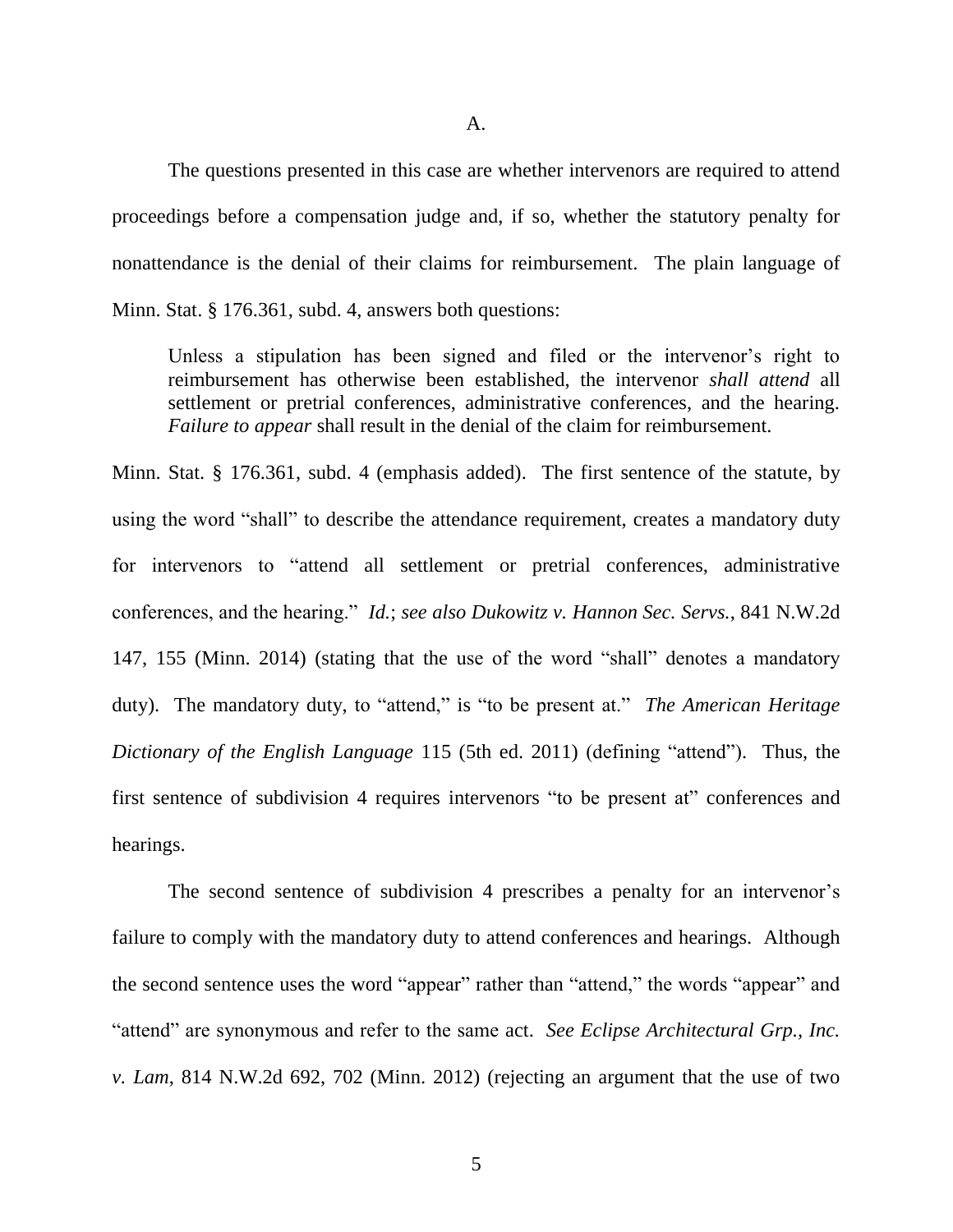A.

The questions presented in this case are whether intervenors are required to attend proceedings before a compensation judge and, if so, whether the statutory penalty for nonattendance is the denial of their claims for reimbursement. The plain language of Minn. Stat. § 176.361, subd. 4, answers both questions:

> Unless a stipulation has been signed and filed or the intervenor's right to reimbursement has otherwise been established, the intervenor *shall attend* all settlement or pretrial conferences, administrative conferences, and the hearing. *Failure to appear* shall result in the denial of the claim for reimbursement.

Minn. Stat. § 176.361, subd. 4 (emphasis added). The first sentence of the statute, by using the word "shall" to describe the attendance requirement, creates a mandatory duty for intervenors to "attend all settlement or pretrial conferences, administrative conferences, and the hearing." *Id.*; *see also Dukowitz v. Hannon Sec. Servs.*, 841 N.W.2d 147, 155 (Minn. 2014) (stating that the use of the word "shall" denotes a mandatory duty). The mandatory duty, to "attend," is "to be present at." *The American Heritage Dictionary of the English Language* 115 (5th ed. 2011) (defining "attend"). Thus, the first sentence of subdivision 4 requires intervenors "to be present at" conferences and hearings.

The second sentence of subdivision 4 prescribes a penalty for an intervenor's failure to comply with the mandatory duty to attend conferences and hearings. Although the second sentence uses the word "appear" rather than "attend," the words "appear" and "attend" are synonymous and refer to the same act. *See Eclipse Architectural Grp., Inc. v. Lam*, 814 N.W.2d 692, 702 (Minn. 2012) (rejecting an argument that the use of two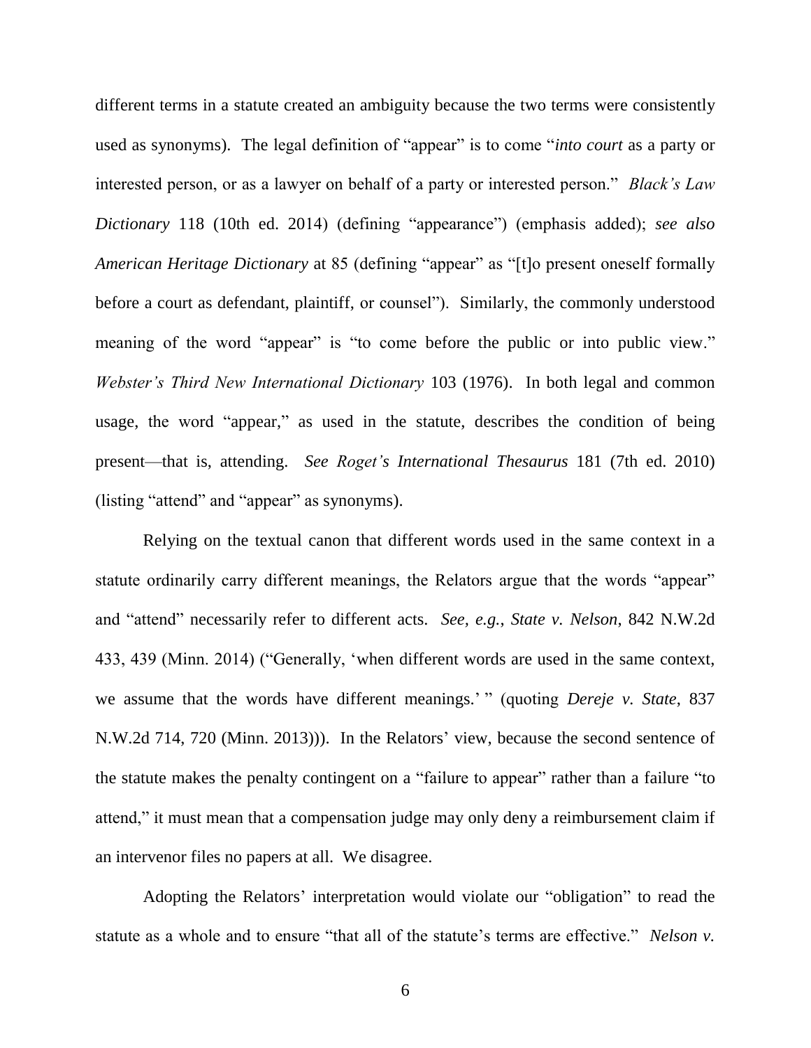different terms in a statute created an ambiguity because the two terms were consistently used as synonyms). The legal definition of "appear" is to come "*into court* as a party or interested person, or as a lawyer on behalf of a party or interested person." *Black's Law Dictionary* 118 (10th ed. 2014) (defining "appearance") (emphasis added); *see also American Heritage Dictionary* at 85 (defining "appear" as "[t]o present oneself formally before a court as defendant, plaintiff, or counsel"). Similarly, the commonly understood meaning of the word "appear" is "to come before the public or into public view." *Webster's Third New International Dictionary* 103 (1976). In both legal and common usage, the word "appear," as used in the statute, describes the condition of being present—that is, attending. *See Roget's International Thesaurus* 181 (7th ed. 2010) (listing "attend" and "appear" as synonyms).

Relying on the textual canon that different words used in the same context in a statute ordinarily carry different meanings, the Relators argue that the words "appear" and "attend" necessarily refer to different acts. *See, e.g.*, *State v. Nelson*, 842 N.W.2d 433, 439 (Minn. 2014) ("Generally, 'when different words are used in the same context, we assume that the words have different meanings.' " (quoting *Dereje v. State*, 837 N.W.2d 714, 720 (Minn. 2013))). In the Relators' view, because the second sentence of the statute makes the penalty contingent on a "failure to appear" rather than a failure "to attend," it must mean that a compensation judge may only deny a reimbursement claim if an intervenor files no papers at all. We disagree.

Adopting the Relators' interpretation would violate our "obligation" to read the statute as a whole and to ensure "that all of the statute's terms are effective." *Nelson v.*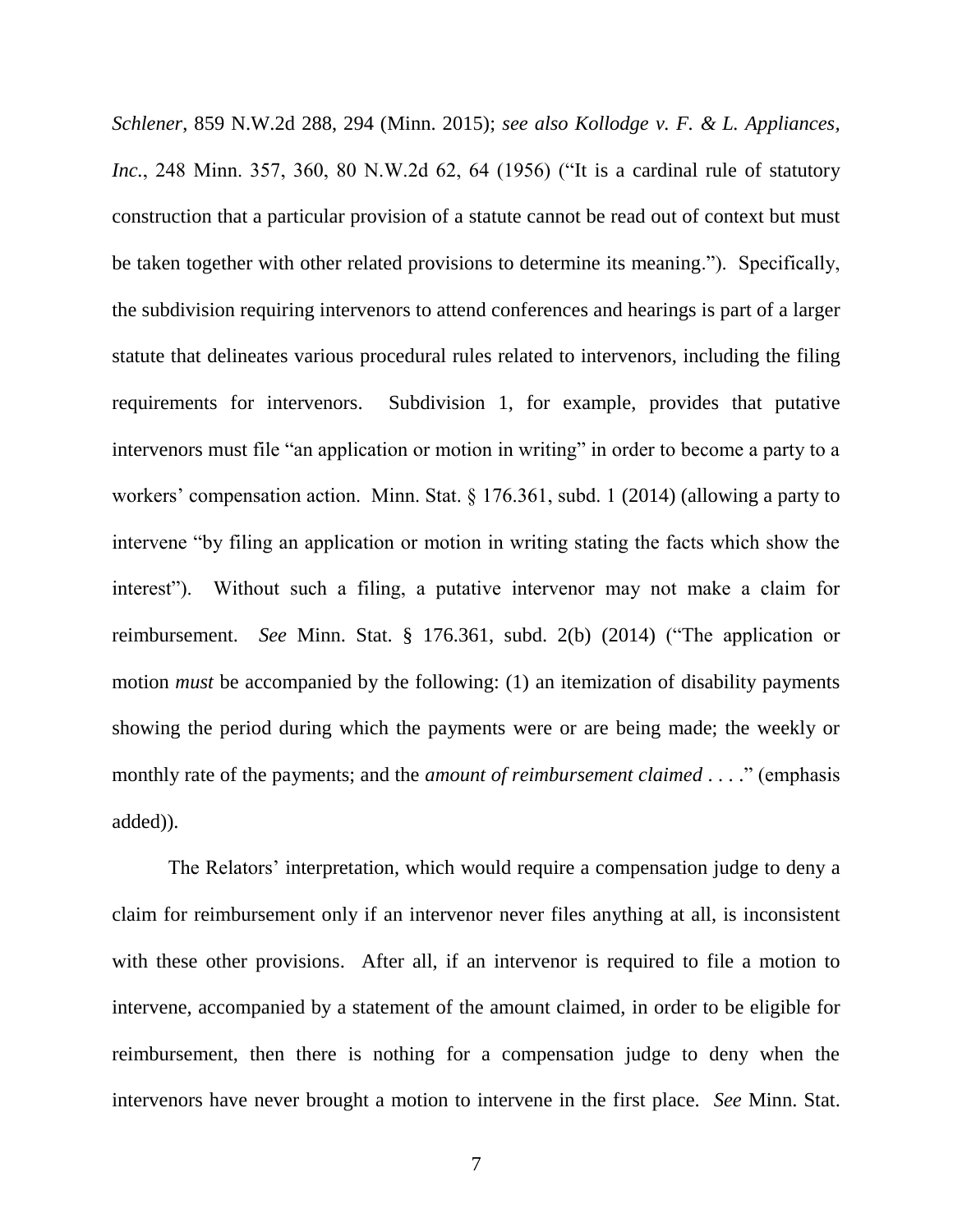*Schlener*, 859 N.W.2d 288, 294 (Minn. 2015); *see also Kollodge v. F. & L. Appliances, Inc.*, 248 Minn. 357, 360, 80 N.W.2d 62, 64 (1956) ("It is a cardinal rule of statutory construction that a particular provision of a statute cannot be read out of context but must be taken together with other related provisions to determine its meaning."). Specifically, the subdivision requiring intervenors to attend conferences and hearings is part of a larger statute that delineates various procedural rules related to intervenors, including the filing requirements for intervenors. Subdivision 1, for example, provides that putative intervenors must file "an application or motion in writing" in order to become a party to a workers' compensation action. Minn. Stat. § 176.361, subd. 1 (2014) (allowing a party to intervene "by filing an application or motion in writing stating the facts which show the interest"). Without such a filing, a putative intervenor may not make a claim for reimbursement. *See* Minn. Stat. § 176.361, subd. 2(b) (2014) ("The application or motion *must* be accompanied by the following: (1) an itemization of disability payments showing the period during which the payments were or are being made; the weekly or monthly rate of the payments; and the *amount of reimbursement claimed* . . . ." (emphasis added)).

The Relators' interpretation, which would require a compensation judge to deny a claim for reimbursement only if an intervenor never files anything at all, is inconsistent with these other provisions. After all, if an intervenor is required to file a motion to intervene, accompanied by a statement of the amount claimed, in order to be eligible for reimbursement, then there is nothing for a compensation judge to deny when the intervenors have never brought a motion to intervene in the first place. *See* Minn. Stat.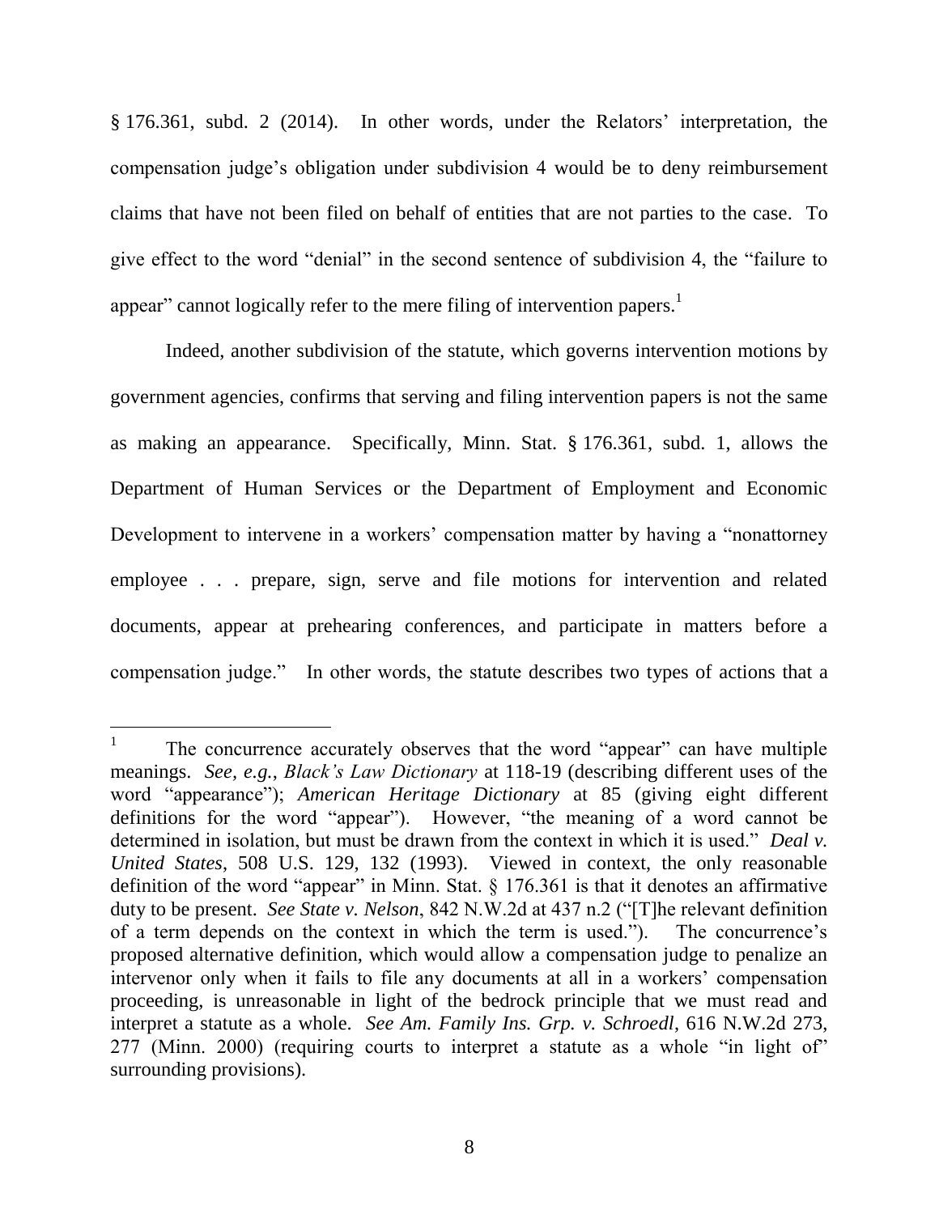§ 176.361, subd. 2 (2014). In other words, under the Relators' interpretation, the compensation judge's obligation under subdivision 4 would be to deny reimbursement claims that have not been filed on behalf of entities that are not parties to the case. To give effect to the word "denial" in the second sentence of subdivision 4, the "failure to appear" cannot logically refer to the mere filing of intervention papers.[1]

Indeed, another subdivision of the statute, which governs intervention motions by government agencies, confirms that serving and filing intervention papers is not the same as making an appearance. Specifically, Minn. Stat. § 176.361, subd. 1, allows the Department of Human Services or the Department of Employment and Economic Development to intervene in a workers' compensation matter by having a "nonattorney employee . . . prepare, sign, serve and file motions for intervention and related documents, appear at prehearing conferences, and participate in matters before a compensation judge." In other words, the statute describes two types of actions that a

---

[1] The concurrence accurately observes that the word "appear" can have multiple meanings. *See, e.g.*, *Black's Law Dictionary* at 118-19 (describing different uses of the word "appearance"); *American Heritage Dictionary* at 85 (giving eight different definitions for the word "appear"). However, "the meaning of a word cannot be determined in isolation, but must be drawn from the context in which it is used." *Deal v. United States*, 508 U.S. 129, 132 (1993). Viewed in context, the only reasonable definition of the word "appear" in Minn. Stat. § 176.361 is that it denotes an affirmative duty to be present. *See State v. Nelson*, 842 N.W.2d at 437 n.2 ("[T]he relevant definition of a term depends on the context in which the term is used."). The concurrence's proposed alternative definition, which would allow a compensation judge to penalize an intervenor only when it fails to file any documents at all in a workers' compensation proceeding, is unreasonable in light of the bedrock principle that we must read and interpret a statute as a whole. *See Am. Family Ins. Grp. v. Schroedl*, 616 N.W.2d 273, 277 (Minn. 2000) (requiring courts to interpret a statute as a whole "in light of" surrounding provisions).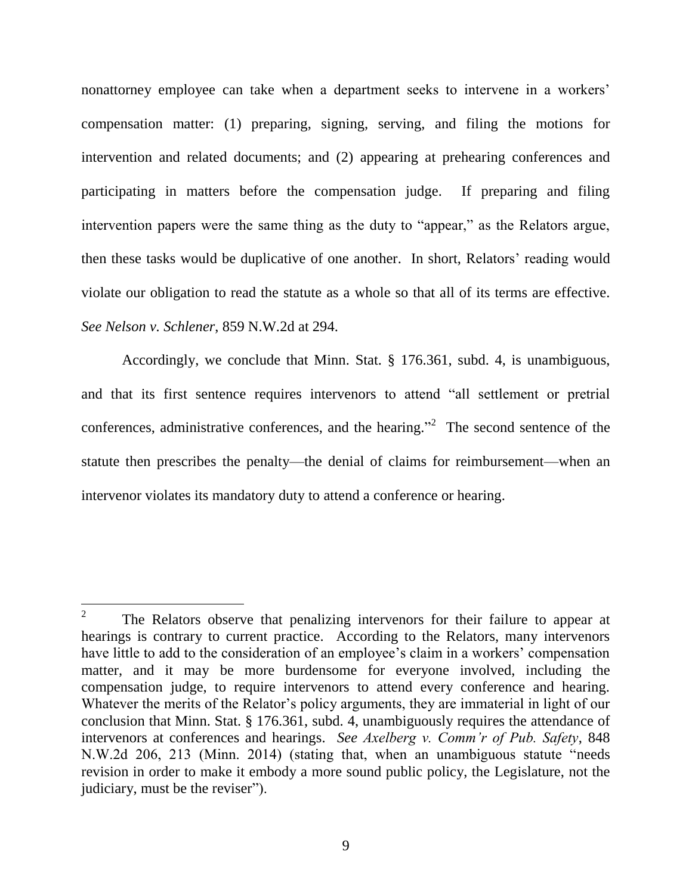nonattorney employee can take when a department seeks to intervene in a workers' compensation matter: (1) preparing, signing, serving, and filing the motions for intervention and related documents; and (2) appearing at prehearing conferences and participating in matters before the compensation judge. If preparing and filing intervention papers were the same thing as the duty to "appear," as the Relators argue, then these tasks would be duplicative of one another. In short, Relators' reading would violate our obligation to read the statute as a whole so that all of its terms are effective. *See Nelson v. Schlener*, 859 N.W.2d at 294.

Accordingly, we conclude that Minn. Stat. § 176.361, subd. 4, is unambiguous, and that its first sentence requires intervenors to attend "all settlement or pretrial conferences, administrative conferences, and the hearing."[2] The second sentence of the statute then prescribes the penalty—the denial of claims for reimbursement—when an intervenor violates its mandatory duty to attend a conference or hearing.

---

[2] The Relators observe that penalizing intervenors for their failure to appear at hearings is contrary to current practice. According to the Relators, many intervenors have little to add to the consideration of an employee's claim in a workers' compensation matter, and it may be more burdensome for everyone involved, including the compensation judge, to require intervenors to attend every conference and hearing. Whatever the merits of the Relator's policy arguments, they are immaterial in light of our conclusion that Minn. Stat. § 176.361, subd. 4, unambiguously requires the attendance of intervenors at conferences and hearings. *See Axelberg v. Comm'r of Pub. Safety*, 848 N.W.2d 206, 213 (Minn. 2014) (stating that, when an unambiguous statute "needs revision in order to make it embody a more sound public policy, the Legislature, not the judiciary, must be the reviser").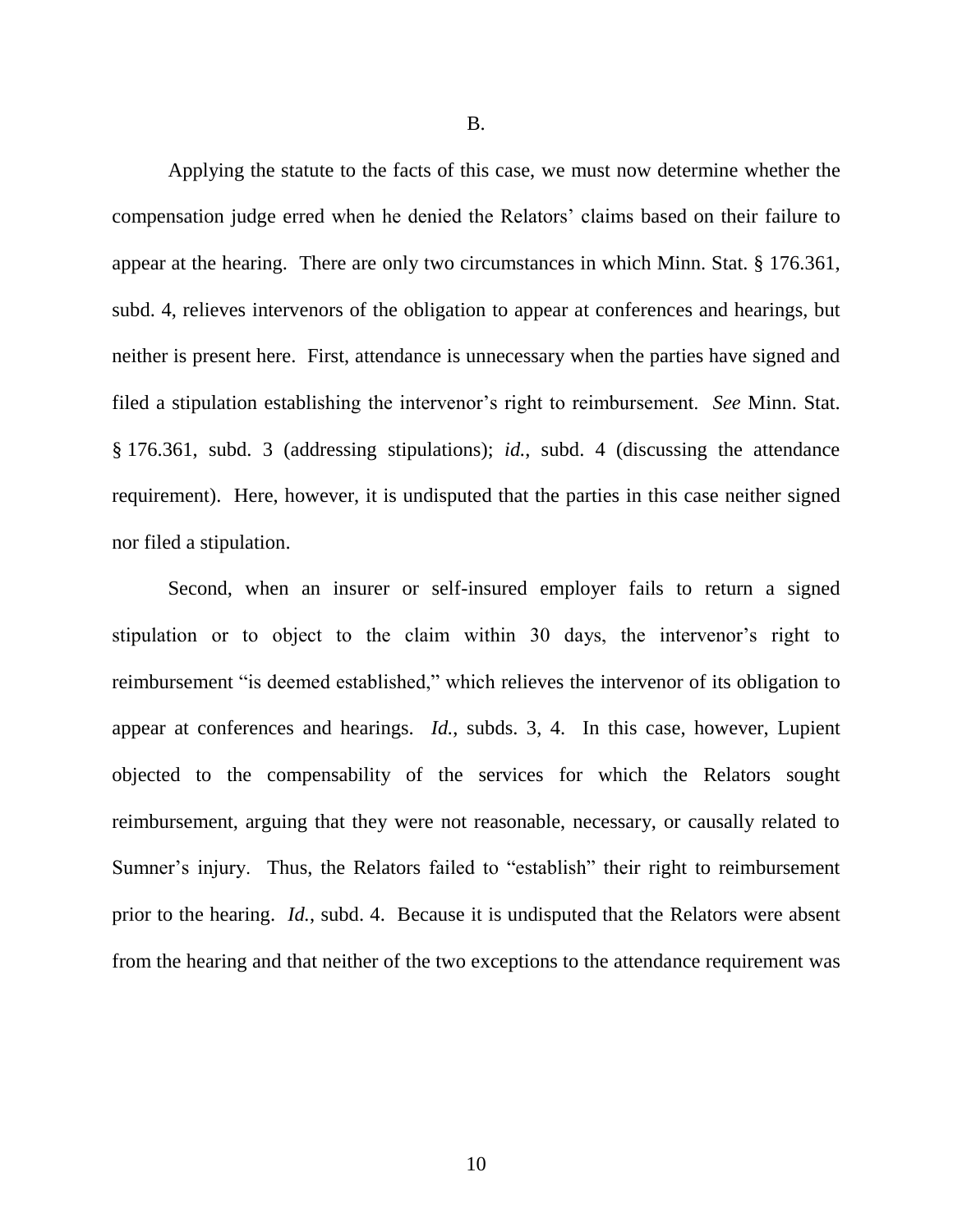B.

Applying the statute to the facts of this case, we must now determine whether the compensation judge erred when he denied the Relators' claims based on their failure to appear at the hearing. There are only two circumstances in which Minn. Stat. § 176.361, subd. 4, relieves intervenors of the obligation to appear at conferences and hearings, but neither is present here. First, attendance is unnecessary when the parties have signed and filed a stipulation establishing the intervenor's right to reimbursement. *See* Minn. Stat. § 176.361, subd. 3 (addressing stipulations); *id.*, subd. 4 (discussing the attendance requirement). Here, however, it is undisputed that the parties in this case neither signed nor filed a stipulation.

Second, when an insurer or self-insured employer fails to return a signed stipulation or to object to the claim within 30 days, the intervenor's right to reimbursement "is deemed established," which relieves the intervenor of its obligation to appear at conferences and hearings. *Id.*, subds. 3, 4. In this case, however, Lupient objected to the compensability of the services for which the Relators sought reimbursement, arguing that they were not reasonable, necessary, or causally related to Sumner's injury. Thus, the Relators failed to "establish" their right to reimbursement prior to the hearing. *Id.*, subd. 4. Because it is undisputed that the Relators were absent from the hearing and that neither of the two exceptions to the attendance requirement was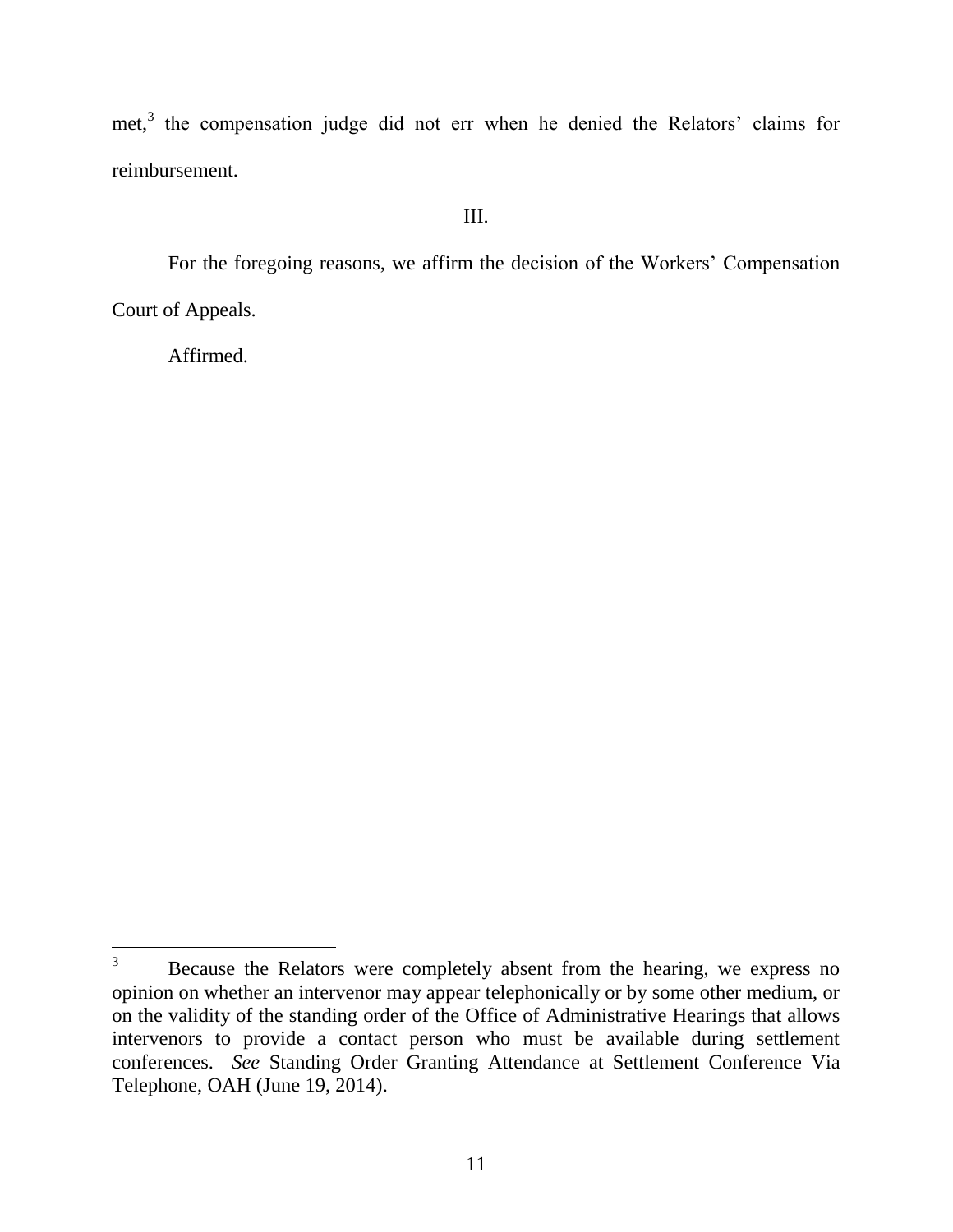met,[3] the compensation judge did not err when he denied the Relators' claims for reimbursement.

III.

For the foregoing reasons, we affirm the decision of the Workers' Compensation Court of Appeals.

Affirmed.

---

[3] Because the Relators were completely absent from the hearing, we express no opinion on whether an intervenor may appear telephonically or by some other medium, or on the validity of the standing order of the Office of Administrative Hearings that allows intervenors to provide a contact person who must be available during settlement conferences. *See* Standing Order Granting Attendance at Settlement Conference Via Telephone, OAH (June 19, 2014).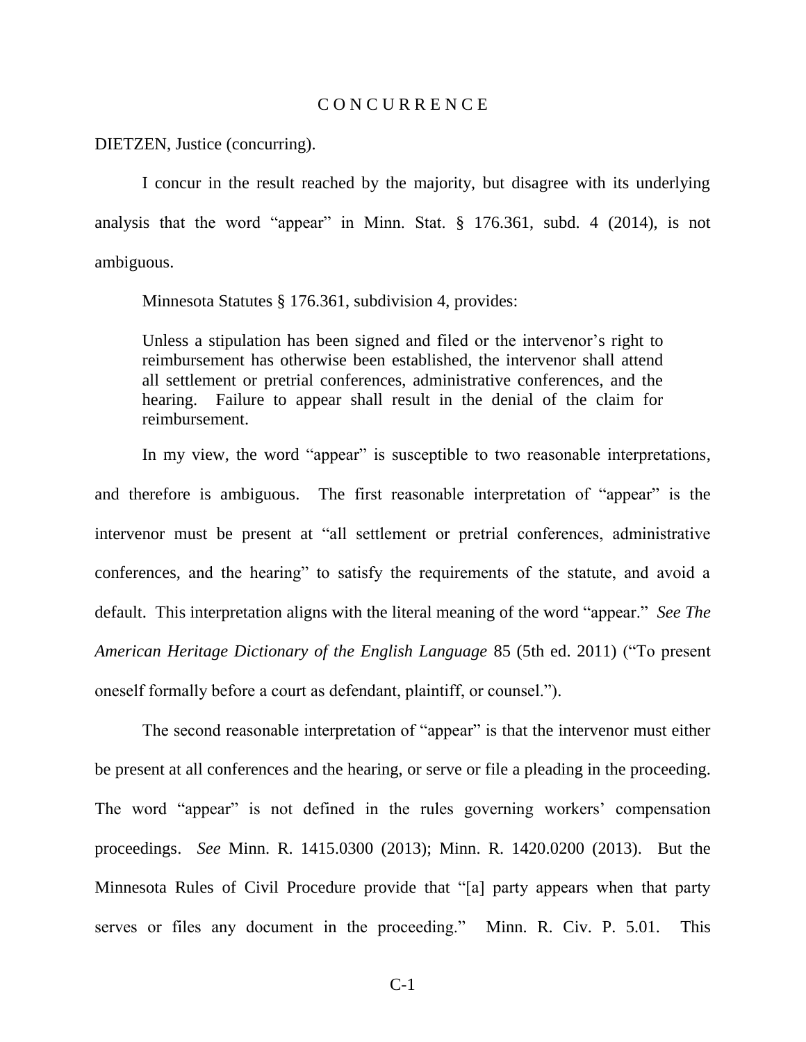# C O N C U R R E N C E

DIETZEN, Justice (concurring).

I concur in the result reached by the majority, but disagree with its underlying analysis that the word "appear" in Minn. Stat. § 176.361, subd. 4 (2014), is not ambiguous.

Minnesota Statutes § 176.361, subdivision 4, provides:

> Unless a stipulation has been signed and filed or the intervenor's right to reimbursement has otherwise been established, the intervenor shall attend all settlement or pretrial conferences, administrative conferences, and the hearing. Failure to appear shall result in the denial of the claim for reimbursement.

In my view, the word "appear" is susceptible to two reasonable interpretations, and therefore is ambiguous. The first reasonable interpretation of "appear" is the intervenor must be present at "all settlement or pretrial conferences, administrative conferences, and the hearing" to satisfy the requirements of the statute, and avoid a default. This interpretation aligns with the literal meaning of the word "appear." *See The American Heritage Dictionary of the English Language* 85 (5th ed. 2011) ("To present oneself formally before a court as defendant, plaintiff, or counsel.").

The second reasonable interpretation of "appear" is that the intervenor must either be present at all conferences and the hearing, or serve or file a pleading in the proceeding. The word "appear" is not defined in the rules governing workers' compensation proceedings. *See* Minn. R. 1415.0300 (2013); Minn. R. 1420.0200 (2013). But the Minnesota Rules of Civil Procedure provide that "[a] party appears when that party serves or files any document in the proceeding." Minn. R. Civ. P. 5.01. This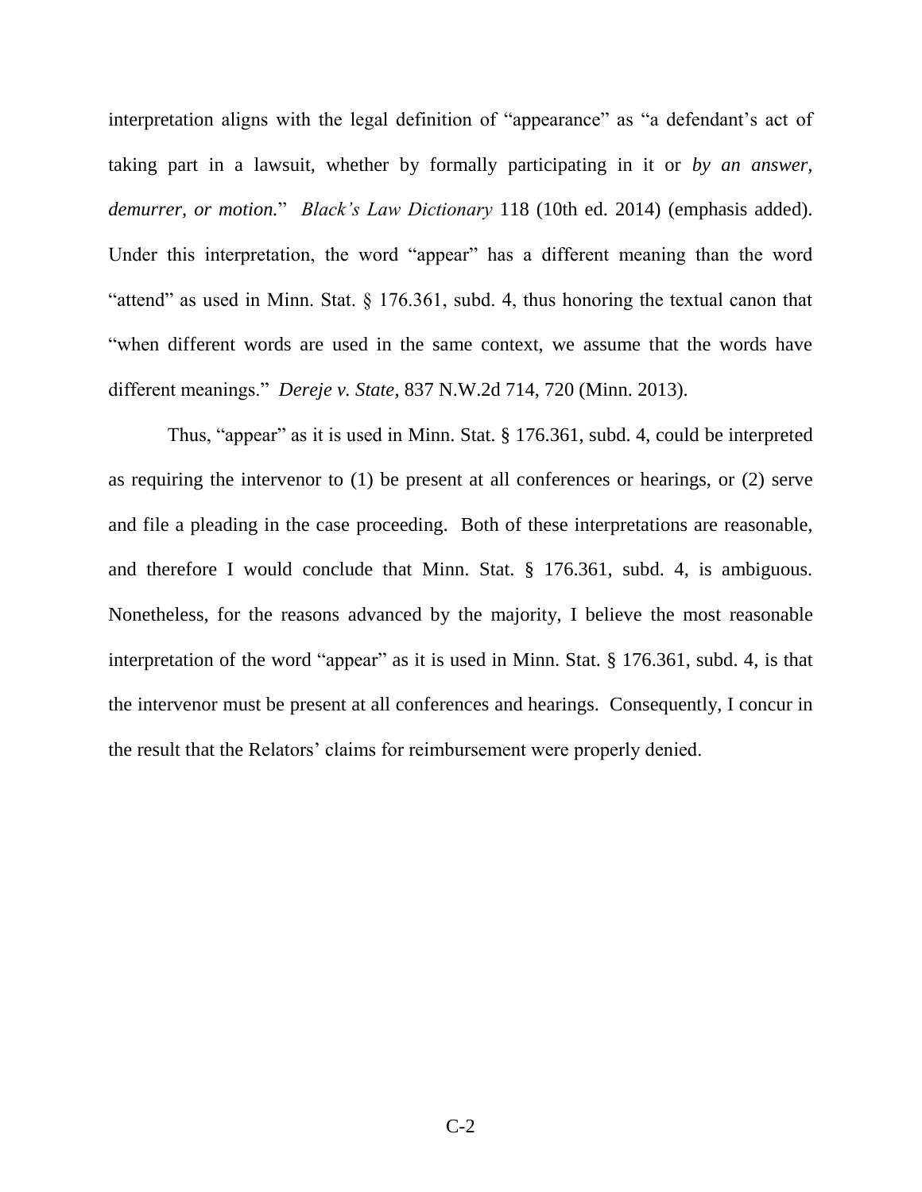interpretation aligns with the legal definition of "appearance" as "a defendant's act of taking part in a lawsuit, whether by formally participating in it or *by an answer, demurrer, or motion.*" *Black's Law Dictionary* 118 (10th ed. 2014) (emphasis added). Under this interpretation, the word "appear" has a different meaning than the word "attend" as used in Minn. Stat. § 176.361, subd. 4, thus honoring the textual canon that "when different words are used in the same context, we assume that the words have different meanings." *Dereje v. State*, 837 N.W.2d 714, 720 (Minn. 2013).

Thus, "appear" as it is used in Minn. Stat. § 176.361, subd. 4, could be interpreted as requiring the intervenor to (1) be present at all conferences or hearings, or (2) serve and file a pleading in the case proceeding. Both of these interpretations are reasonable, and therefore I would conclude that Minn. Stat. § 176.361, subd. 4, is ambiguous. Nonetheless, for the reasons advanced by the majority, I believe the most reasonable interpretation of the word "appear" as it is used in Minn. Stat. § 176.361, subd. 4, is that the intervenor must be present at all conferences and hearings. Consequently, I concur in the result that the Relators' claims for reimbursement were properly denied.